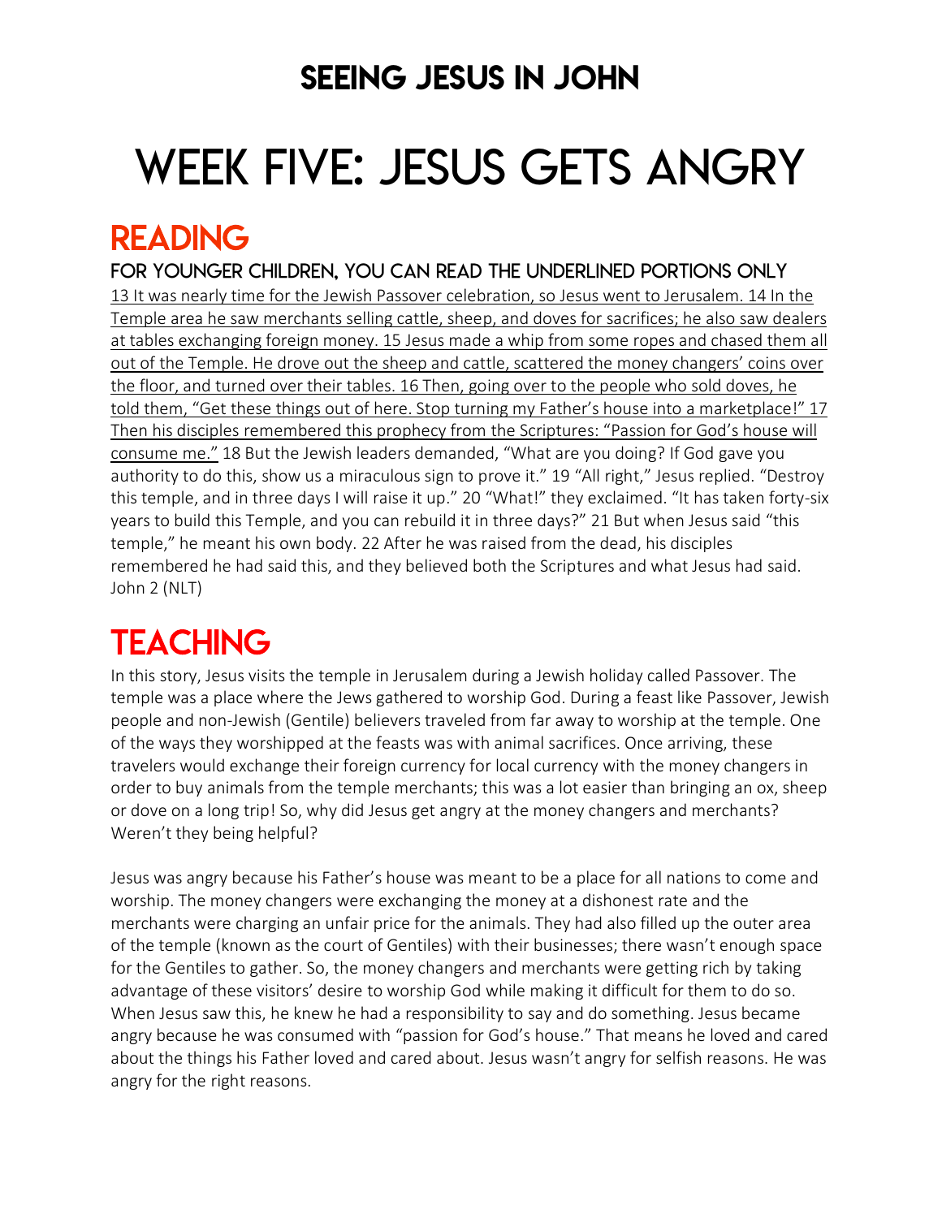# SEEING JESUS IN JOHN

# WEEK FIVE: JESUS GETS ANGRY

## READING

### FOR YOUNGER CHILDREN, YOU CAN READ THE UNDERLINED PORTIONS ONLY

<u>13 It was nearly time for the Jewish Passover celebration, so Jesus went to Jerusalem. 14 In the Temple area he saw merchants selling cattle, sheep, and doves for sacrifices; he also saw dealers at tables exchanging foreign money. 15 Jesus made a whip from some ropes and chased them all out of the Temple. He drove out the sheep and cattle, scattered the money changers' coins over the floor, and turned over their tables. 16 Then, going over to the people who sold doves, he told them, "Get these things out of here. Stop turning my Father's house into a marketplace!" 17 Then his disciples remembered this prophecy from the Scriptures: "Passion for God's house will consume me."</u> 18 But the Jewish leaders demanded, "What are you doing? If God gave you authority to do this, show us a miraculous sign to prove it." 19 "All right," Jesus replied. "Destroy this temple, and in three days I will raise it up." 20 "What!" they exclaimed. "It has taken forty-six years to build this Temple, and you can rebuild it in three days?" 21 But when Jesus said "this temple," he meant his own body. 22 After he was raised from the dead, his disciples remembered he had said this, and they believed both the Scriptures and what Jesus had said.
John 2 (NLT)

## TEACHING

In this story, Jesus visits the temple in Jerusalem during a Jewish holiday called Passover. The temple was a place where the Jews gathered to worship God. During a feast like Passover, Jewish people and non-Jewish (Gentile) believers traveled from far away to worship at the temple. One of the ways they worshipped at the feasts was with animal sacrifices. Once arriving, these travelers would exchange their foreign currency for local currency with the money changers in order to buy animals from the temple merchants; this was a lot easier than bringing an ox, sheep or dove on a long trip! So, why did Jesus get angry at the money changers and merchants? Weren't they being helpful?

Jesus was angry because his Father's house was meant to be a place for all nations to come and worship. The money changers were exchanging the money at a dishonest rate and the merchants were charging an unfair price for the animals. They had also filled up the outer area of the temple (known as the court of Gentiles) with their businesses; there wasn't enough space for the Gentiles to gather. So, the money changers and merchants were getting rich by taking advantage of these visitors' desire to worship God while making it difficult for them to do so. When Jesus saw this, he knew he had a responsibility to say and do something. Jesus became angry because he was consumed with "passion for God's house." That means he loved and cared about the things his Father loved and cared about. Jesus wasn't angry for selfish reasons. He was angry for the right reasons.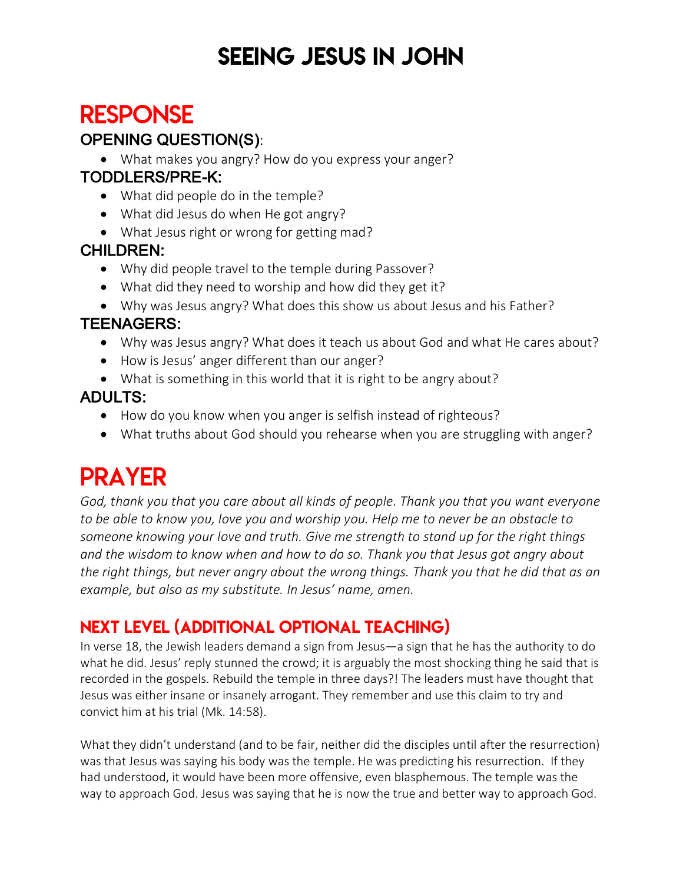# SEEING JESUS IN JOHN

## RESPONSE

### OPENING QUESTION(S):

- What makes you angry? How do you express your anger?

### TODDLERS/PRE-K:

- What did people do in the temple?
- What did Jesus do when He got angry?
- What Jesus right or wrong for getting mad?

### CHILDREN:

- Why did people travel to the temple during Passover?
- What did they need to worship and how did they get it?
- Why was Jesus angry? What does this show us about Jesus and his Father?

### TEENAGERS:

- Why was Jesus angry? What does it teach us about God and what He cares about?
- How is Jesus' anger different than our anger?
- What is something in this world that it is right to be angry about?

### ADULTS:

- How do you know when you anger is selfish instead of righteous?
- What truths about God should you rehearse when you are struggling with anger?

## PRAYER

*God, thank you that you care about all kinds of people. Thank you that you want everyone to be able to know you, love you and worship you. Help me to never be an obstacle to someone knowing your love and truth. Give me strength to stand up for the right things and the wisdom to know when and how to do so. Thank you that Jesus got angry about the right things, but never angry about the wrong things. Thank you that he did that as an example, but also as my substitute. In Jesus' name, amen.*

### NEXT LEVEL (ADDITIONAL OPTIONAL TEACHING)

In verse 18, the Jewish leaders demand a sign from Jesus—a sign that he has the authority to do what he did. Jesus' reply stunned the crowd; it is arguably the most shocking thing he said that is recorded in the gospels. Rebuild the temple in three days?! The leaders must have thought that Jesus was either insane or insanely arrogant. They remember and use this claim to try and convict him at his trial (Mk. 14:58).

What they didn't understand (and to be fair, neither did the disciples until after the resurrection) was that Jesus was saying his body was the temple. He was predicting his resurrection. If they had understood, it would have been more offensive, even blasphemous. The temple was the way to approach God. Jesus was saying that he is now the true and better way to approach God.